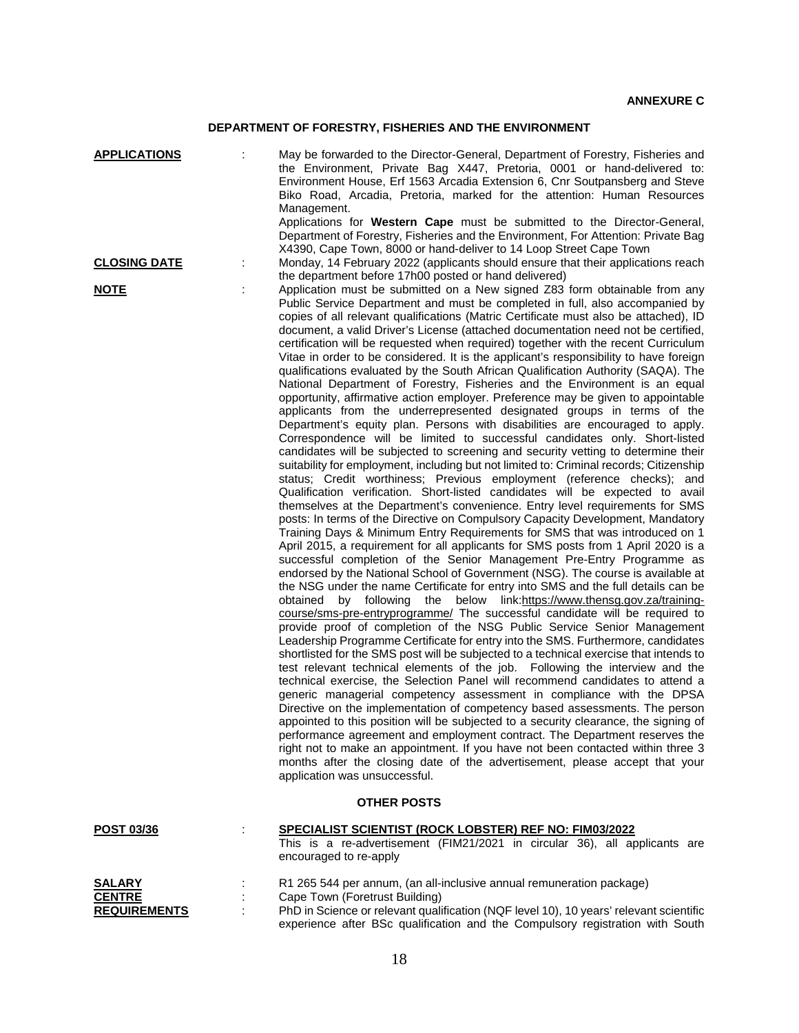**ANNEXURE C**

## DEPARTMENT OF FORESTRY, FISHERIES AND THE ENVIRONMENT

**APPLICATIONS** : May be forwarded to the Director-General, Department of Forestry, Fisheries and the Environment, Private Bag X447, Pretoria, 0001 or hand-delivered to: Environment House, Erf 1563 Arcadia Extension 6, Cnr Soutpansberg and Steve Biko Road, Arcadia, Pretoria, marked for the attention: Human Resources Management.
Applications for **Western Cape** must be submitted to the Director-General, Department of Forestry, Fisheries and the Environment, For Attention: Private Bag X4390, Cape Town, 8000 or hand-deliver to 14 Loop Street Cape Town

**CLOSING DATE** : Monday, 14 February 2022 (applicants should ensure that their applications reach the department before 17h00 posted or hand delivered)

**NOTE** : Application must be submitted on a New signed Z83 form obtainable from any Public Service Department and must be completed in full, also accompanied by copies of all relevant qualifications (Matric Certificate must also be attached), ID document, a valid Driver's License (attached documentation need not be certified, certification will be requested when required) together with the recent Curriculum Vitae in order to be considered. It is the applicant's responsibility to have foreign qualifications evaluated by the South African Qualification Authority (SAQA). The National Department of Forestry, Fisheries and the Environment is an equal opportunity, affirmative action employer. Preference may be given to appointable applicants from the underrepresented designated groups in terms of the Department's equity plan. Persons with disabilities are encouraged to apply. Correspondence will be limited to successful candidates only. Short-listed candidates will be subjected to screening and security vetting to determine their suitability for employment, including but not limited to: Criminal records; Citizenship status; Credit worthiness; Previous employment (reference checks); and Qualification verification. Short-listed candidates will be expected to avail themselves at the Department's convenience. Entry level requirements for SMS posts: In terms of the Directive on Compulsory Capacity Development, Mandatory Training Days & Minimum Entry Requirements for SMS that was introduced on 1 April 2015, a requirement for all applicants for SMS posts from 1 April 2020 is a successful completion of the Senior Management Pre-Entry Programme as endorsed by the National School of Government (NSG). The course is available at the NSG under the name Certificate for entry into SMS and the full details can be obtained by following the below link:https://www.thensg.gov.za/training-course/sms-pre-entryprogramme/ The successful candidate will be required to provide proof of completion of the NSG Public Service Senior Management Leadership Programme Certificate for entry into the SMS. Furthermore, candidates shortlisted for the SMS post will be subjected to a technical exercise that intends to test relevant technical elements of the job. Following the interview and the technical exercise, the Selection Panel will recommend candidates to attend a generic managerial competency assessment in compliance with the DPSA Directive on the implementation of competency based assessments. The person appointed to this position will be subjected to a security clearance, the signing of performance agreement and employment contract. The Department reserves the right not to make an appointment. If you have not been contacted within three 3 months after the closing date of the advertisement, please accept that your application was unsuccessful.

### OTHER POSTS

**POST 03/36** : **SPECIALIST SCIENTIST (ROCK LOBSTER) REF NO: FIM03/2022**
This is a re-advertisement (FIM21/2021 in circular 36), all applicants are encouraged to re-apply

**SALARY** : R1 265 544 per annum, (an all-inclusive annual remuneration package)

**CENTRE** : Cape Town (Foretrust Building)

**REQUIREMENTS** : PhD in Science or relevant qualification (NQF level 10), 10 years' relevant scientific experience after BSc qualification and the Compulsory registration with South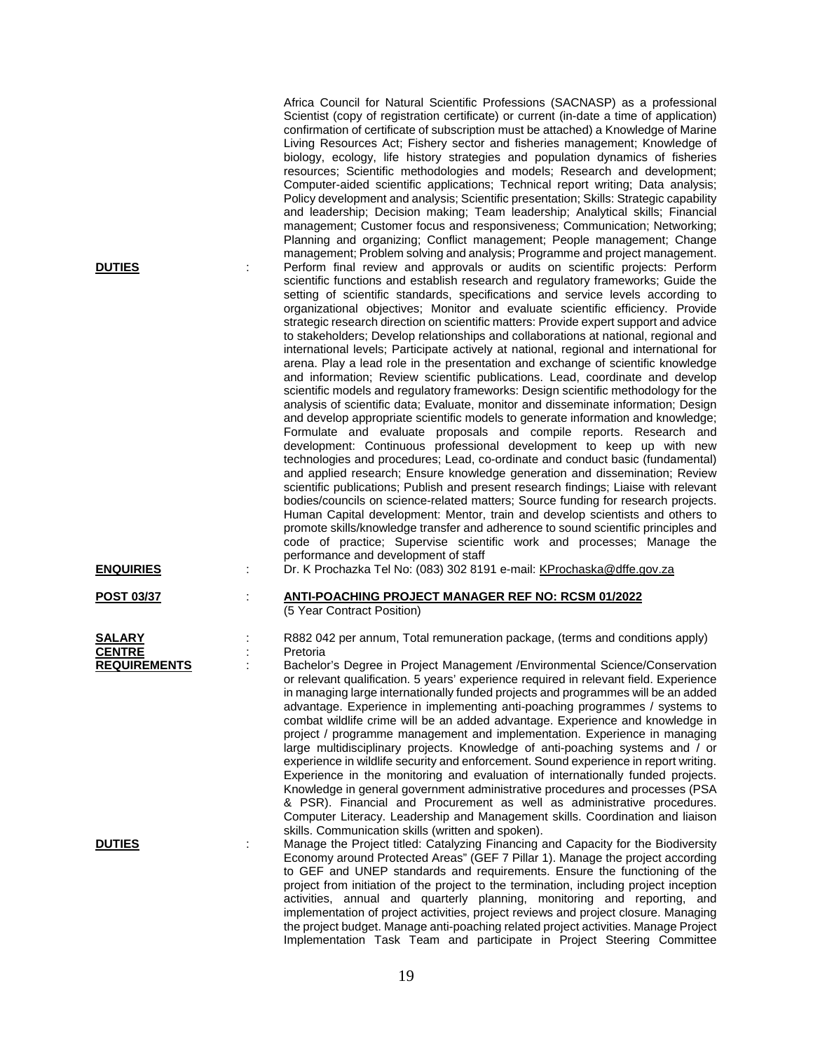Africa Council for Natural Scientific Professions (SACNASP) as a professional Scientist (copy of registration certificate) or current (in-date a time of application) confirmation of certificate of subscription must be attached) a Knowledge of Marine Living Resources Act; Fishery sector and fisheries management; Knowledge of biology, ecology, life history strategies and population dynamics of fisheries resources; Scientific methodologies and models; Research and development; Computer-aided scientific applications; Technical report writing; Data analysis; Policy development and analysis; Scientific presentation; Skills: Strategic capability and leadership; Decision making; Team leadership; Analytical skills; Financial management; Customer focus and responsiveness; Communication; Networking; Planning and organizing; Conflict management; People management; Change management; Problem solving and analysis; Programme and project management.

**DUTIES** : Perform final review and approvals or audits on scientific projects: Perform scientific functions and establish research and regulatory frameworks; Guide the setting of scientific standards, specifications and service levels according to organizational objectives; Monitor and evaluate scientific efficiency. Provide strategic research direction on scientific matters: Provide expert support and advice to stakeholders; Develop relationships and collaborations at national, regional and international levels; Participate actively at national, regional and international for arena. Play a lead role in the presentation and exchange of scientific knowledge and information; Review scientific publications. Lead, coordinate and develop scientific models and regulatory frameworks: Design scientific methodology for the analysis of scientific data; Evaluate, monitor and disseminate information; Design and develop appropriate scientific models to generate information and knowledge; Formulate and evaluate proposals and compile reports. Research and development: Continuous professional development to keep up with new technologies and procedures; Lead, co-ordinate and conduct basic (fundamental) and applied research; Ensure knowledge generation and dissemination; Review scientific publications; Publish and present research findings; Liaise with relevant bodies/councils on science-related matters; Source funding for research projects. Human Capital development: Mentor, train and develop scientists and others to promote skills/knowledge transfer and adherence to sound scientific principles and code of practice; Supervise scientific work and processes; Manage the performance and development of staff

**ENQUIRIES** : Dr. K Prochazka Tel No: (083) 302 8191 e-mail: KProchaska@dffe.gov.za

**POST 03/37** : **ANTI-POACHING PROJECT MANAGER REF NO: RCSM 01/2022**
(5 Year Contract Position)

**SALARY** : R882 042 per annum, Total remuneration package, (terms and conditions apply)

**CENTRE** : Pretoria

**REQUIREMENTS** : Bachelor's Degree in Project Management /Environmental Science/Conservation or relevant qualification. 5 years' experience required in relevant field. Experience in managing large internationally funded projects and programmes will be an added advantage. Experience in implementing anti-poaching programmes / systems to combat wildlife crime will be an added advantage. Experience and knowledge in project / programme management and implementation. Experience in managing large multidisciplinary projects. Knowledge of anti-poaching systems and / or experience in wildlife security and enforcement. Sound experience in report writing. Experience in the monitoring and evaluation of internationally funded projects. Knowledge in general government administrative procedures and processes (PSA & PSR). Financial and Procurement as well as administrative procedures. Computer Literacy. Leadership and Management skills. Coordination and liaison skills. Communication skills (written and spoken).

**DUTIES** : Manage the Project titled: Catalyzing Financing and Capacity for the Biodiversity Economy around Protected Areas" (GEF 7 Pillar 1). Manage the project according to GEF and UNEP standards and requirements. Ensure the functioning of the project from initiation of the project to the termination, including project inception activities, annual and quarterly planning, monitoring and reporting, and implementation of project activities, project reviews and project closure. Managing the project budget. Manage anti-poaching related project activities. Manage Project Implementation Task Team and participate in Project Steering Committee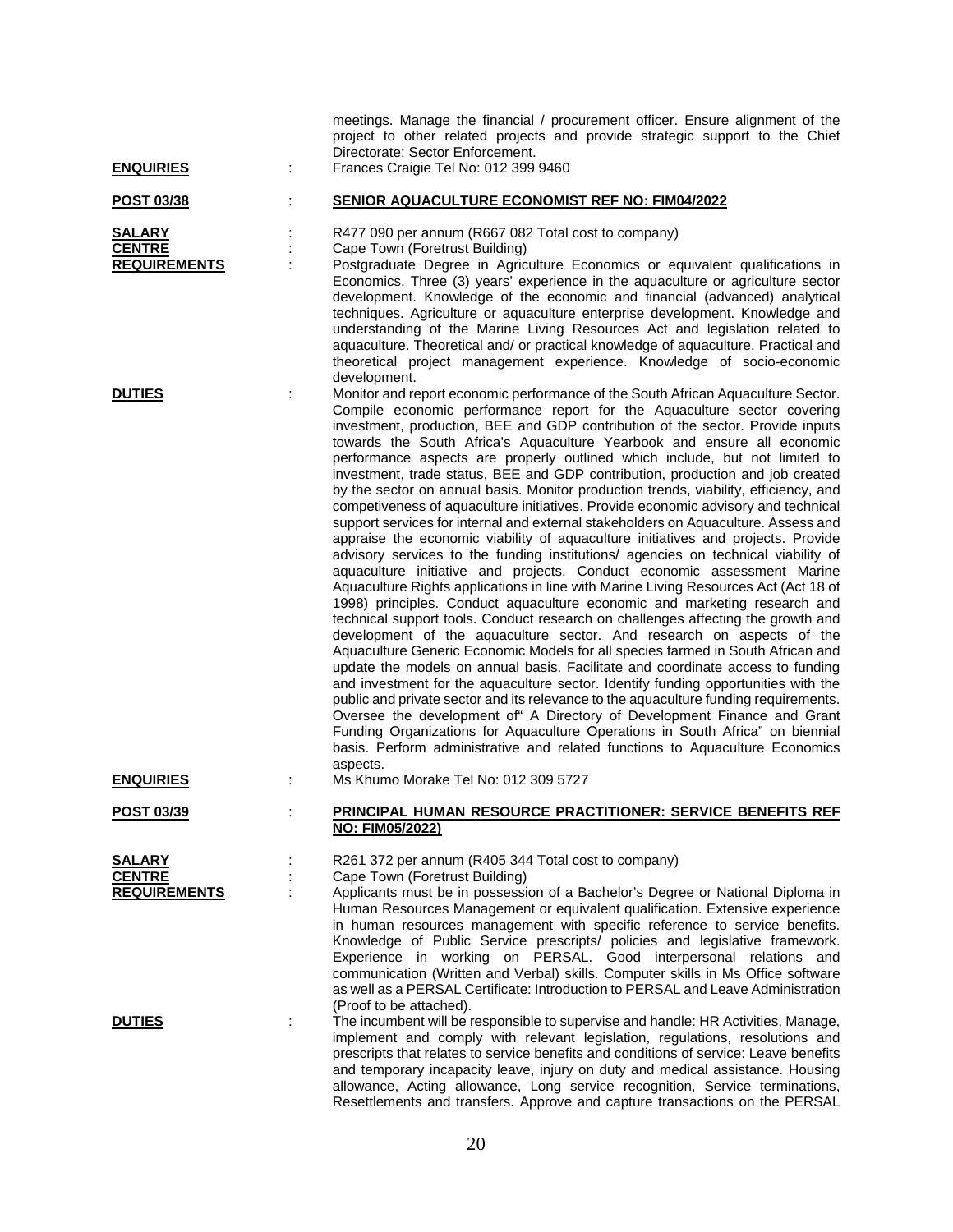meetings. Manage the financial / procurement officer. Ensure alignment of the project to other related projects and provide strategic support to the Chief Directorate: Sector Enforcement.

**ENQUIRIES** : Frances Craigie Tel No: 012 399 9460

**POST 03/38** : **SENIOR AQUACULTURE ECONOMIST REF NO: FIM04/2022**

**SALARY** : R477 090 per annum (R667 082 Total cost to company)

**CENTRE** : Cape Town (Foretrust Building)

**REQUIREMENTS** : Postgraduate Degree in Agriculture Economics or equivalent qualifications in Economics. Three (3) years' experience in the aquaculture or agriculture sector development. Knowledge of the economic and financial (advanced) analytical techniques. Agriculture or aquaculture enterprise development. Knowledge and understanding of the Marine Living Resources Act and legislation related to aquaculture. Theoretical and/ or practical knowledge of aquaculture. Practical and theoretical project management experience. Knowledge of socio-economic development.

**DUTIES** : Monitor and report economic performance of the South African Aquaculture Sector. Compile economic performance report for the Aquaculture sector covering investment, production, BEE and GDP contribution of the sector. Provide inputs towards the South Africa's Aquaculture Yearbook and ensure all economic performance aspects are properly outlined which include, but not limited to investment, trade status, BEE and GDP contribution, production and job created by the sector on annual basis. Monitor production trends, viability, efficiency, and competiveness of aquaculture initiatives. Provide economic advisory and technical support services for internal and external stakeholders on Aquaculture. Assess and appraise the economic viability of aquaculture initiatives and projects. Provide advisory services to the funding institutions/ agencies on technical viability of aquaculture initiative and projects. Conduct economic assessment Marine Aquaculture Rights applications in line with Marine Living Resources Act (Act 18 of 1998) principles. Conduct aquaculture economic and marketing research and technical support tools. Conduct research on challenges affecting the growth and development of the aquaculture sector. And research on aspects of the Aquaculture Generic Economic Models for all species farmed in South African and update the models on annual basis. Facilitate and coordinate access to funding and investment for the aquaculture sector. Identify funding opportunities with the public and private sector and its relevance to the aquaculture funding requirements. Oversee the development of" A Directory of Development Finance and Grant Funding Organizations for Aquaculture Operations in South Africa" on biennial basis. Perform administrative and related functions to Aquaculture Economics aspects.

**ENQUIRIES** : Ms Khumo Morake Tel No: 012 309 5727

**POST 03/39** : **PRINCIPAL HUMAN RESOURCE PRACTITIONER: SERVICE BENEFITS REF NO: FIM05/2022)**

**SALARY** : R261 372 per annum (R405 344 Total cost to company)

**CENTRE** : Cape Town (Foretrust Building)

**REQUIREMENTS** : Applicants must be in possession of a Bachelor's Degree or National Diploma in Human Resources Management or equivalent qualification. Extensive experience in human resources management with specific reference to service benefits. Knowledge of Public Service prescripts/ policies and legislative framework. Experience in working on PERSAL. Good interpersonal relations and communication (Written and Verbal) skills. Computer skills in Ms Office software as well as a PERSAL Certificate: Introduction to PERSAL and Leave Administration (Proof to be attached).

**DUTIES** : The incumbent will be responsible to supervise and handle: HR Activities, Manage, implement and comply with relevant legislation, regulations, resolutions and prescripts that relates to service benefits and conditions of service: Leave benefits and temporary incapacity leave, injury on duty and medical assistance. Housing allowance, Acting allowance, Long service recognition, Service terminations, Resettlements and transfers. Approve and capture transactions on the PERSAL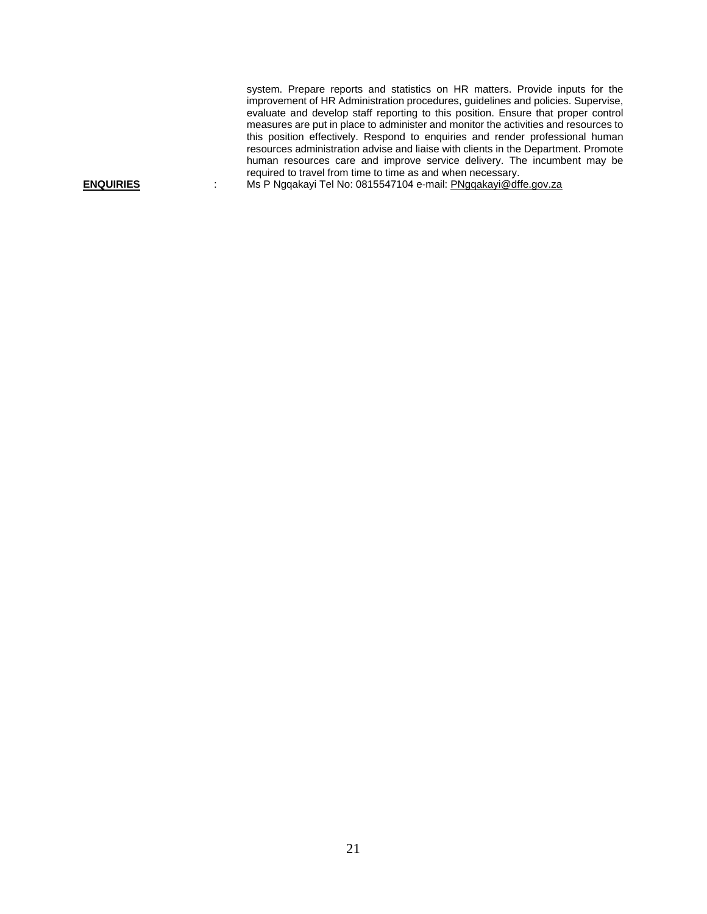system. Prepare reports and statistics on HR matters. Provide inputs for the improvement of HR Administration procedures, guidelines and policies. Supervise, evaluate and develop staff reporting to this position. Ensure that proper control measures are put in place to administer and monitor the activities and resources to this position effectively. Respond to enquiries and render professional human resources administration advise and liaise with clients in the Department. Promote human resources care and improve service delivery. The incumbent may be required to travel from time to time as and when necessary.

**ENQUIRIES** : Ms P Ngqakayi Tel No: 0815547104 e-mail: PNgqakayi@dffe.gov.za